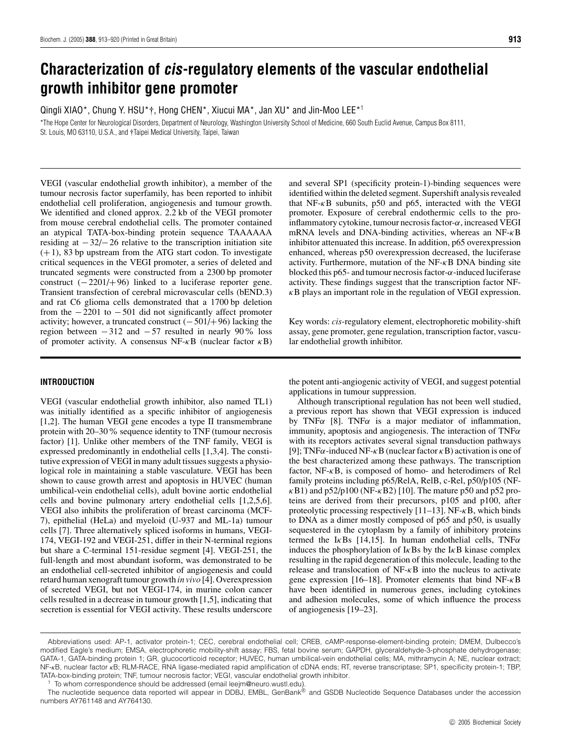# Characterization of *cis*-regulatory elements of the vascular endothelial growth inhibitor gene promoter

Qingli XIAO*, Chung Y. HSU*†, Hong CHEN*, Xiucui MA*, Jan XU* and Jin-Moo LEE*[1]

*The Hope Center for Neurological Disorders, Department of Neurology, Washington University School of Medicine, 660 South Euclid Avenue, Campus Box 8111, St. Louis, MO 63110, U.S.A., and †Taipei Medical University, Taipei, Taiwan

VEGI (vascular endothelial growth inhibitor), a member of the tumour necrosis factor superfamily, has been reported to inhibit endothelial cell proliferation, angiogenesis and tumour growth. We identified and cloned approx. 2.2 kb of the VEGI promoter from mouse cerebral endothelial cells. The promoter contained an atypical TATA-box-binding protein sequence TAAAAAA residing at −32/−26 relative to the transcription initiation site (+1), 83 bp upstream from the ATG start codon. To investigate critical sequences in the VEGI promoter, a series of deleted and truncated segments were constructed from a 2300 bp promoter construct (−2201/+96) linked to a luciferase reporter gene. Transient transfection of cerebral microvascular cells (bEND.3) and rat C6 glioma cells demonstrated that a 1700 bp deletion from the −2201 to −501 did not significantly affect promoter activity; however, a truncated construct (−501/+96) lacking the region between −312 and −57 resulted in nearly 90% loss of promoter activity. A consensus NF-$\kappa$B (nuclear factor $\kappa$B) and several SP1 (specificity protein-1)-binding sequences were identified within the deleted segment. Supershift analysis revealed that NF-$\kappa$B subunits, p50 and p65, interacted with the VEGI promoter. Exposure of cerebral endothermic cells to the pro-inflammatory cytokine, tumour necrosis factor-$\alpha$, increased VEGI mRNA levels and DNA-binding activities, whereas an NF-$\kappa$B inhibitor attenuated this increase. In addition, p65 overexpression enhanced, whereas p50 overexpression decreased, the luciferase activity. Furthermore, mutation of the NF-$\kappa$B DNA binding site blocked this p65- and tumour necrosis factor-$\alpha$-induced luciferase activity. These findings suggest that the transcription factor NF-$\kappa$B plays an important role in the regulation of VEGI expression.

Key words: *cis*-regulatory element, electrophoretic mobility-shift assay, gene promoter, gene regulation, transcription factor, vascular endothelial growth inhibitor.

## INTRODUCTION

VEGI (vascular endothelial growth inhibitor, also named TL1) was initially identified as a specific inhibitor of angiogenesis [1,2]. The human VEGI gene encodes a type II transmembrane protein with 20–30% sequence identity to TNF (tumour necrosis factor) [1]. Unlike other members of the TNF family, VEGI is expressed predominantly in endothelial cells [1,3,4]. The constitutive expression of VEGI in many adult tissues suggests a physiological role in maintaining a stable vasculature. VEGI has been shown to cause growth arrest and apoptosis in HUVEC (human umbilical-vein endothelial cells), adult bovine aortic endothelial cells and bovine pulmonary artery endothelial cells [1,2,5,6]. VEGI also inhibits the proliferation of breast carcinoma (MCF-7), epithelial (HeLa) and myeloid (U-937 and ML-1a) tumour cells [7]. Three alternatively spliced isoforms in humans, VEGI-174, VEGI-192 and VEGI-251, differ in their N-terminal regions but share a C-terminal 151-residue segment [4]. VEGI-251, the full-length and most abundant isoform, was demonstrated to be an endothelial cell-secreted inhibitor of angiogenesis and could retard human xenograft tumour growth *in vivo* [4]. Overexpression of secreted VEGI, but not VEGI-174, in murine colon cancer cells resulted in a decrease in tumour growth [1,5], indicating that secretion is essential for VEGI activity. These results underscore the potent anti-angiogenic activity of VEGI, and suggest potential applications in tumour suppression.

Although transcriptional regulation has not been well studied, a previous report has shown that VEGI expression is induced by TNF$\alpha$ [8]. TNF$\alpha$ is a major mediator of inflammation, immunity, apoptosis and angiogenesis. The interaction of TNF$\alpha$ with its receptors activates several signal transduction pathways [9]; TNF$\alpha$-induced NF-$\kappa$B (nuclear factor $\kappa$B) activation is one of the best characterized among these pathways. The transcription factor, NF-$\kappa$B, is composed of homo- and heterodimers of Rel family proteins including p65/RelA, RelB, c-Rel, p50/p105 (NF-$\kappa$B1) and p52/p100 (NF-$\kappa$B2) [10]. The mature p50 and p52 proteins are derived from their precursors, p105 and p100, after proteolytic processing respectively [11–13]. NF-$\kappa$B, which binds to DNA as a dimer mostly composed of p65 and p50, is usually sequestered in the cytoplasm by a family of inhibitory proteins termed the I$\kappa$Bs [14,15]. In human endothelial cells, TNF$\alpha$ induces the phosphorylation of I$\kappa$Bs by the I$\kappa$B kinase complex resulting in the rapid degeneration of this molecule, leading to the release and translocation of NF-$\kappa$B into the nucleus to activate gene expression [16–18]. Promoter elements that bind NF-$\kappa$B have been identified in numerous genes, including cytokines and adhesion molecules, some of which influence the process of angiogenesis [19–23].

Abbreviations used: AP-1, activator protein-1; CEC, cerebral endothelial cell; CREB, cAMP-response-element-binding protein; DMEM, Dulbecco's modified Eagle's medium; EMSA, electrophoretic mobility-shift assay; FBS, fetal bovine serum; GAPDH, glyceraldehyde-3-phosphate dehydrogenase; GATA-1, GATA-binding protein 1; GR, glucocorticoid receptor; HUVEC, human umbilical-vein endothelial cells; MA, mithramycin A; NE, nuclear extract; NF-$\kappa$B, nuclear factor $\kappa$B; RLM-RACE, RNA ligase-mediated rapid amplification of cDNA ends; RT, reverse transcriptase; SP1, specificity protein-1; TBP, TATA-box-binding protein; TNF, tumour necrosis factor; VEGI, vascular endothelial growth inhibitor.

[1] To whom correspondence should be addressed (email leejm@neuro.wustl.edu).

The nucleotide sequence data reported will appear in DDBJ, EMBL, GenBank® and GSDB Nucleotide Sequence Databases under the accession numbers AY761148 and AY764130.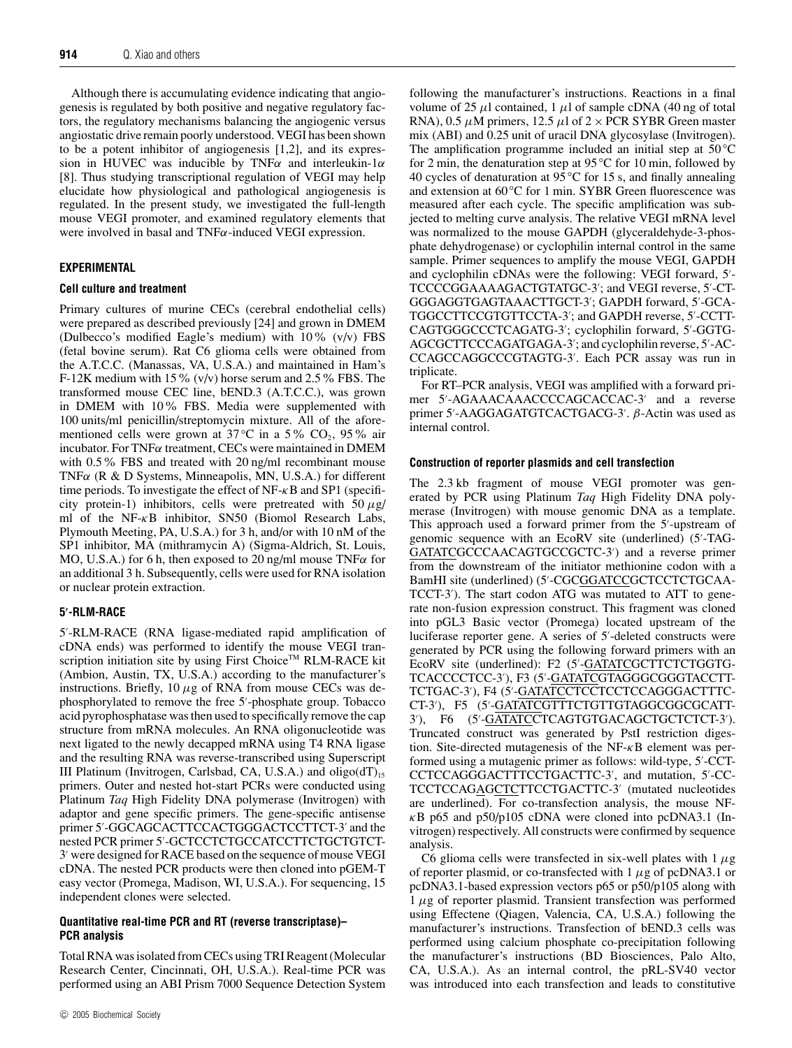Although there is accumulating evidence indicating that angiogenesis is regulated by both positive and negative regulatory factors, the regulatory mechanisms balancing the angiogenic versus angiostatic drive remain poorly understood. VEGI has been shown to be a potent inhibitor of angiogenesis [1,2], and its expression in HUVEC was inducible by TNF$\alpha$ and interleukin-1$\alpha$ [8]. Thus studying transcriptional regulation of VEGI may help elucidate how physiological and pathological angiogenesis is regulated. In the present study, we investigated the full-length mouse VEGI promoter, and examined regulatory elements that were involved in basal and TNF$\alpha$-induced VEGI expression.

## EXPERIMENTAL

### Cell culture and treatment

Primary cultures of murine CECs (cerebral endothelial cells) were prepared as described previously [24] and grown in DMEM (Dulbecco's modified Eagle's medium) with 10 % (v/v) FBS (fetal bovine serum). Rat C6 glioma cells were obtained from the A.T.C.C. (Manassas, VA, U.S.A.) and maintained in Ham's F-12K medium with 15 % (v/v) horse serum and 2.5 % FBS. The transformed mouse CEC line, bEND.3 (A.T.C.C.), was grown in DMEM with 10 % FBS. Media were supplemented with 100 units/ml penicillin/streptomycin mixture. All of the aforementioned cells were grown at 37 °C in a 5 % $CO_2$, 95 % air incubator. For TNF$\alpha$ treatment, CECs were maintained in DMEM with 0.5 % FBS and treated with 20 ng/ml recombinant mouse TNF$\alpha$ (R & D Systems, Minneapolis, MN, U.S.A.) for different time periods. To investigate the effect of NF-$\kappa$B and SP1 (specificity protein-1) inhibitors, cells were pretreated with 50 $\mu$g/ml of the NF-$\kappa$B inhibitor, SN50 (Biomol Research Labs, Plymouth Meeting, PA, U.S.A.) for 3 h, and/or with 10 nM of the SP1 inhibitor, MA (mithramycin A) (Sigma-Aldrich, St. Louis, MO, U.S.A.) for 6 h, then exposed to 20 ng/ml mouse TNF$\alpha$ for an additional 3 h. Subsequently, cells were used for RNA isolation or nuclear protein extraction.

### 5′-RLM-RACE

5′-RLM-RACE (RNA ligase-mediated rapid amplification of cDNA ends) was performed to identify the mouse VEGI transcription initiation site by using First Choice™ RLM-RACE kit (Ambion, Austin, TX, U.S.A.) according to the manufacturer's instructions. Briefly, 10 $\mu$g of RNA from mouse CECs was dephosphorylated to remove the free 5′-phosphate group. Tobacco acid pyrophosphatase was then used to specifically remove the cap structure from mRNA molecules. An RNA oligonucleotide was next ligated to the newly decapped mRNA using T4 RNA ligase and the resulting RNA was reverse-transcribed using Superscript III Platinum (Invitrogen, Carlsbad, CA, U.S.A.) and oligo$(dT)_{15}$ primers. Outer and nested hot-start PCRs were conducted using Platinum *Taq* High Fidelity DNA polymerase (Invitrogen) with adaptor and gene specific primers. The gene-specific antisense primer 5′-GGCAGCACTTCCACTGGGACTCCTTCT-3′ and the nested PCR primer 5′-GCTCCTCTGCCATCCTTCTGCTGTCT-3′ were designed for RACE based on the sequence of mouse VEGI cDNA. The nested PCR products were then cloned into pGEM-T easy vector (Promega, Madison, WI, U.S.A.). For sequencing, 15 independent clones were selected.

### Quantitative real-time PCR and RT (reverse transcriptase)–PCR analysis

Total RNA was isolated from CECs using TRI Reagent (Molecular Research Center, Cincinnati, OH, U.S.A.). Real-time PCR was performed using an ABI Prism 7000 Sequence Detection System following the manufacturer's instructions. Reactions in a final volume of 25 $\mu$l contained, 1 $\mu$l of sample cDNA (40 ng of total RNA), 0.5 $\mu$M primers, 12.5 $\mu$l of 2 × PCR SYBR Green master mix (ABI) and 0.25 unit of uracil DNA glycosylase (Invitrogen). The amplification programme included an initial step at 50 °C for 2 min, the denaturation step at 95 °C for 10 min, followed by 40 cycles of denaturation at 95 °C for 15 s, and finally annealing and extension at 60 °C for 1 min. SYBR Green fluorescence was measured after each cycle. The specific amplification was subjected to melting curve analysis. The relative VEGI mRNA level was normalized to the mouse GAPDH (glyceraldehyde-3-phosphate dehydrogenase) or cyclophilin internal control in the same sample. Primer sequences to amplify the mouse VEGI, GAPDH and cyclophilin cDNAs were the following: VEGI forward, 5′-TCCCCGGAAAAGACTGTATGC-3′; and VEGI reverse, 5′-CTGGGAGGTGAGTAAACTTGCT-3′; GAPDH forward, 5′-GCATGGCCTTCCGTGTTCCTA-3′; and GAPDH reverse, 5′-CCTTCAGTGGGCCCTCAGATG-3′; cyclophilin forward, 5′-GGTGAGCGCTTCCCAGATGAGA-3′; and cyclophilin reverse, 5′-ACCCAGCCAGGCCCGTAGTG-3′. Each PCR assay was run in triplicate.

For RT–PCR analysis, VEGI was amplified with a forward primer 5′-AGAAACAAACCCCAGCACCAC-3′ and a reverse primer 5′-AAGGAGATGTCACTGACG-3′. $\beta$-Actin was used as internal control.

### Construction of reporter plasmids and cell transfection

The 2.3 kb fragment of mouse VEGI promoter was generated by PCR using Platinum *Taq* High Fidelity DNA polymerase (Invitrogen) with mouse genomic DNA as a template. This approach used a forward primer from the 5′-upstream of genomic sequence with an EcoRV site (underlined) (5′-TAG-<u>GATATC</u>GCCCAACAGTGCCGCTC-3′) and a reverse primer from the downstream of the initiator methionine codon with a BamHI site (underlined) (5′-CGC<u>GGATCC</u>GCTCCTCTGCAATCCT-3′). The start codon ATG was mutated to ATT to generate non-fusion expression construct. This fragment was cloned into pGL3 Basic vector (Promega) located upstream of the luciferase reporter gene. A series of 5′-deleted constructs were generated by PCR using the following forward primers with an EcoRV site (underlined): F2 (5′-<u>GATATC</u>GCTTCTCTGGTGTCACCCCTCC-3′), F3 (5′-<u>GATATC</u>GTAGGGCGGGTACCTTTCTGAC-3′), F4 (5′-<u>GATATC</u>CTCCTCCTCCAGGGACTTTCCT-3′), F5 (5′-<u>GATATC</u>GTTTCTGTTGTAGGCGGCGCATT-3′), F6 (5′-<u>GATATC</u>CTCAGTGTGACAGCTGCTCTCT-3′). Truncated construct was generated by PstI restriction digestion. Site-directed mutagenesis of the NF-$\kappa$B element was performed using a mutagenic primer as follows: wild-type, 5′-CCTCCTCCAGGGACTTTCCTGACTTC-3′, and mutation, 5′-CCTCCTCCAG<u>AGCTC</u>TTCCTGACTTC-3′ (mutated nucleotides are underlined). For co-transfection analysis, the mouse NF-$\kappa$B p65 and p50/p105 cDNA were cloned into pcDNA3.1 (Invitrogen) respectively. All constructs were confirmed by sequence analysis.

C6 glioma cells were transfected in six-well plates with 1 $\mu$g of reporter plasmid, or co-transfected with 1 $\mu$g of pcDNA3.1 or pcDNA3.1-based expression vectors p65 or p50/p105 along with 1 $\mu$g of reporter plasmid. Transient transfection was performed using Effectene (Qiagen, Valencia, CA, U.S.A.) following the manufacturer's instructions. Transfection of bEND.3 cells was performed using calcium phosphate co-precipitation following the manufacturer's instructions (BD Biosciences, Palo Alto, CA, U.S.A.). As an internal control, the pRL-SV40 vector was introduced into each transfection and leads to constitutive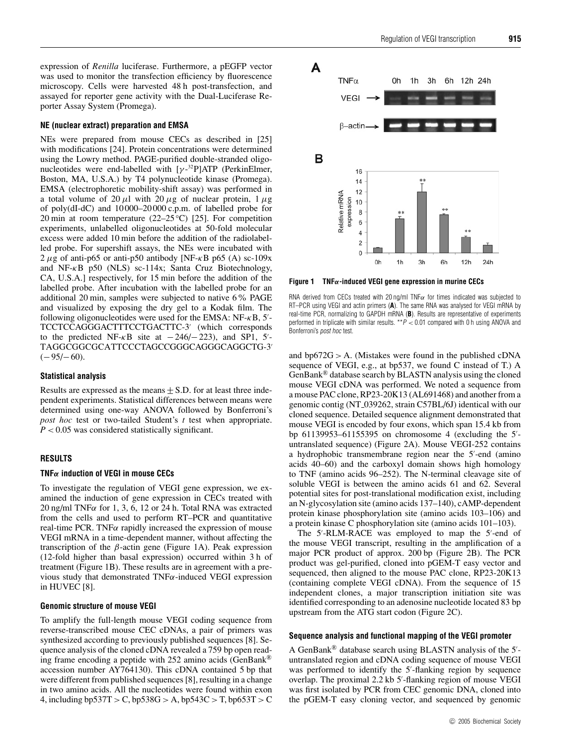expression of *Renilla* luciferase. Furthermore, a pEGFP vector was used to monitor the transfection efficiency by fluorescence microscopy. Cells were harvested 48 h post-transfection, and assayed for reporter gene activity with the Dual-Luciferase Reporter Assay System (Promega).

### NE (nuclear extract) preparation and EMSA

NEs were prepared from mouse CECs as described in [25] with modifications [24]. Protein concentrations were determined using the Lowry method. PAGE-purified double-stranded oligonucleotides were end-labelled with [$\gamma$-$^{32}$P]ATP (PerkinElmer, Boston, MA, U.S.A.) by T4 polynucleotide kinase (Promega). EMSA (electrophoretic mobility-shift assay) was performed in a total volume of 20 $\mu$l with 20 $\mu$g of nuclear protein, 1 $\mu$g of poly(dI-dC) and 10 000–20 000 c.p.m. of labelled probe for 20 min at room temperature (22–25 °C) [25]. For competition experiments, unlabelled oligonucleotides at 50-fold molecular excess were added 10 min before the addition of the radiolabelled probe. For supershift assays, the NEs were incubated with 2 $\mu$g of anti-p65 or anti-p50 antibody [NF-$\kappa$B p65 (A) sc-109x and NF-$\kappa$B p50 (NLS) sc-114x; Santa Cruz Biotechnology, CA, U.S.A.] respectively, for 15 min before the addition of the labelled probe. After incubation with the labelled probe for an additional 20 min, samples were subjected to native 6 % PAGE and visualized by exposing the dry gel to a Kodak film. The following oligonucleotides were used for the EMSA: NF-$\kappa$B, 5′-TCCTCCAGGGACTTTCCTGACTTC-3′ (which corresponds to the predicted NF-$\kappa$B site at −246/−223), and SP1, 5′-TAGGCGGCGCATTCCCTAGCCGGGCAGGGCAGGCTG-3′ (−95/−60).

### Statistical analysis

Results are expressed as the means ± S.D. for at least three independent experiments. Statistical differences between means were determined using one-way ANOVA followed by Bonferroni's *post hoc* test or two-tailed Student's *t* test when appropriate. $P < 0.05$ was considered statistically significant.

## RESULTS

### TNF$\alpha$ induction of VEGI in mouse CECs

To investigate the regulation of VEGI gene expression, we examined the induction of gene expression in CECs treated with 20 ng/ml TNF$\alpha$ for 1, 3, 6, 12 or 24 h. Total RNA was extracted from the cells and used to perform RT–PCR and quantitative real-time PCR. TNF$\alpha$ rapidly increased the expression of mouse VEGI mRNA in a time-dependent manner, without affecting the transcription of the $\beta$-actin gene (Figure 1A). Peak expression (12-fold higher than basal expression) occurred within 3 h of treatment (Figure 1B). These results are in agreement with a previous study that demonstrated TNF$\alpha$-induced VEGI expression in HUVEC [8].

### Genomic structure of mouse VEGI

To amplify the full-length mouse VEGI coding sequence from reverse-transcribed mouse CEC cDNAs, a pair of primers was synthesized according to previously published sequences [8]. Sequence analysis of the cloned cDNA revealed a 759 bp open reading frame encoding a peptide with 252 amino acids (GenBank® accession number AY764130). This cDNA contained 5 bp that were different from published sequences [8], resulting in a change in two amino acids. All the nucleotides were found within exon 4, including bp537T > C, bp538G > A, bp543C > T, bp653T > C and bp672G > A. (Mistakes were found in the published cDNA sequence of VEGI, e.g., at bp537, we found C instead of T.) A GenBank® database search by BLASTN analysis using the cloned mouse VEGI cDNA was performed. We noted a sequence from a mouse PAC clone, RP23-20K13 (AL691468) and another from a genomic contig (NT_039262, strain C57BL/6J) identical with our cloned sequence. Detailed sequence alignment demonstrated that mouse VEGI is encoded by four exons, which span 15.4 kb from bp 61139953–61155395 on chromosome 4 (excluding the 5′-untranslated sequence) (Figure 2A). Mouse VEGI-252 contains a hydrophobic transmembrane region near the 5′-end (amino acids 40–60) and the carboxyl domain shows high homology to TNF (amino acids 96–252). The N-terminal cleavage site of soluble VEGI is between the amino acids 61 and 62. Several potential sites for post-translational modification exist, including an N-glycosylation site (amino acids 137–140), cAMP-dependent protein kinase phosphorylation site (amino acids 103–106) and a protein kinase C phosphorylation site (amino acids 101–103).

The 5′-RLM-RACE was employed to map the 5′-end of the mouse VEGI transcript, resulting in the amplification of a major PCR product of approx. 200 bp (Figure 2B). The PCR product was gel-purified, cloned into pGEM-T easy vector and sequenced, then aligned to the mouse PAC clone, RP23-20K13 (containing complete VEGI cDNA). From the sequence of 15 independent clones, a major transcription initiation site was identified corresponding to an adenosine nucleotide located 83 bp upstream from the ATG start codon (Figure 2C).

### Sequence analysis and functional mapping of the VEGI promoter

A GenBank® database search using BLASTN analysis of the 5′-untranslated region and cDNA coding sequence of mouse VEGI was performed to identify the 5′-flanking region by sequence overlap. The proximal 2.2 kb 5′-flanking region of mouse VEGI was first isolated by PCR from CEC genomic DNA, cloned into the pGEM-T easy cloning vector, and sequenced by genomic

**Figure 1 TNF$\alpha$-induced VEGI gene expression in murine CECs**

RNA derived from CECs treated with 20 ng/ml TNF$\alpha$ for times indicated was subjected to RT–PCR using VEGI and actin primers (**A**). The same RNA was analysed for VEGI mRNA by real-time PCR, normalizing to GAPDH mRNA (**B**). Results are representative of experiments performed in triplicate with similar results. \*\*$P < 0.01$ compared with 0 h using ANOVA and Bonferroni's *post hoc* test.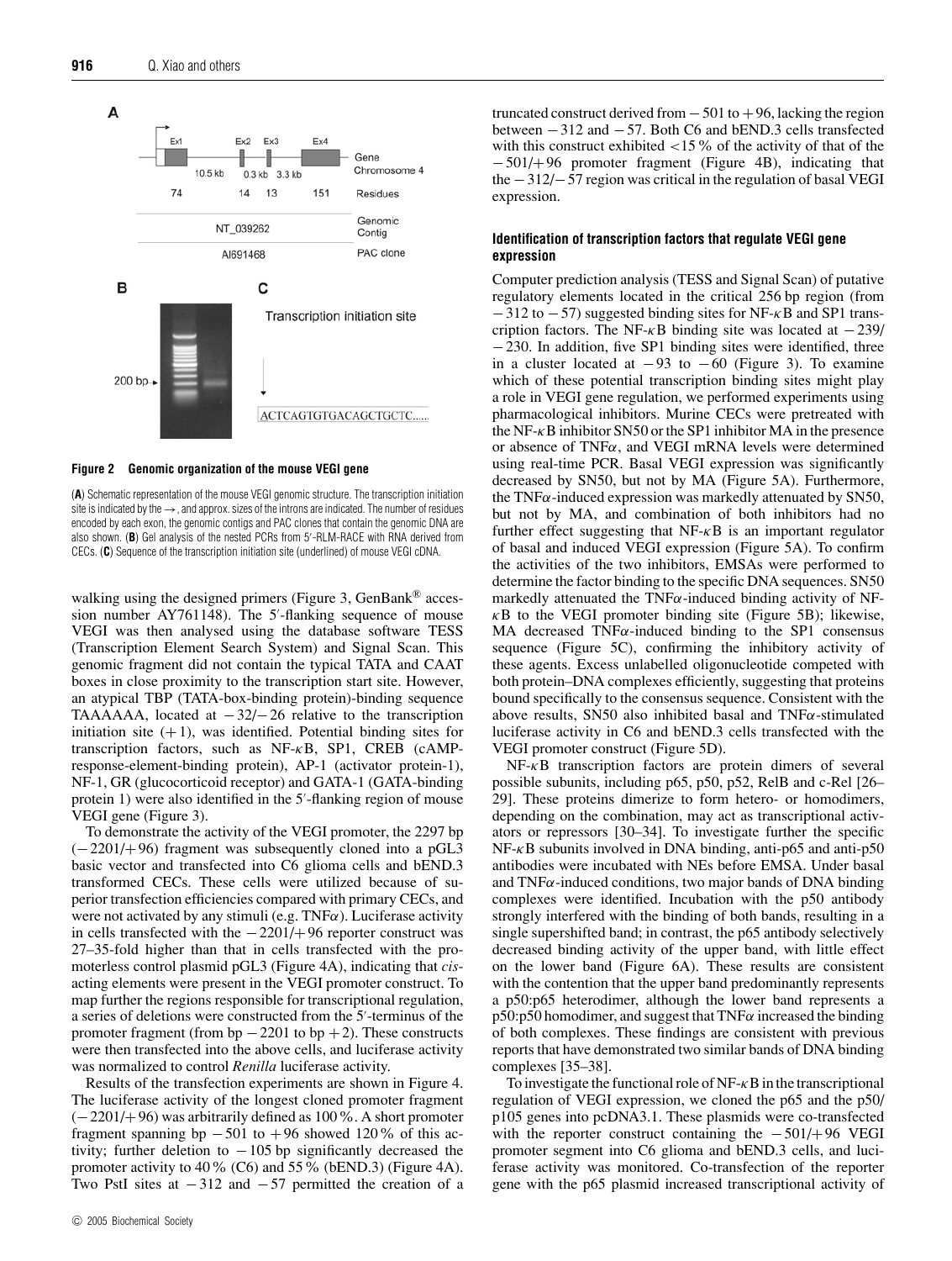**Figure 2 Genomic organization of the mouse VEGI gene**

(**A**) Schematic representation of the mouse VEGI genomic structure. The transcription initiation site is indicated by the →, and approx. sizes of the introns are indicated. The number of residues encoded by each exon, the genomic contigs and PAC clones that contain the genomic DNA are also shown. (**B**) Gel analysis of the nested PCRs from 5′-RLM-RACE with RNA derived from CECs. (**C**) Sequence of the transcription initiation site (underlined) of mouse VEGI cDNA.

walking using the designed primers (Figure 3, GenBank® accession number AY761148). The 5′-flanking sequence of mouse VEGI was then analysed using the database software TESS (Transcription Element Search System) and Signal Scan. This genomic fragment did not contain the typical TATA and CAAT boxes in close proximity to the transcription start site. However, an atypical TBP (TATA-box-binding protein)-binding sequence TAAAAAA, located at −32/−26 relative to the transcription initiation site (+1), was identified. Potential binding sites for transcription factors, such as NF-κB, SP1, CREB (cAMP-response-element-binding protein), AP-1 (activator protein-1), NF-1, GR (glucocorticoid receptor) and GATA-1 (GATA-binding protein 1) were also identified in the 5′-flanking region of mouse VEGI gene (Figure 3).

To demonstrate the activity of the VEGI promoter, the 2297 bp (−2201/+96) fragment was subsequently cloned into a pGL3 basic vector and transfected into C6 glioma cells and bEND.3 transformed CECs. These cells were utilized because of superior transfection efficiencies compared with primary CECs, and were not activated by any stimuli (e.g. TNFα). Luciferase activity in cells transfected with the −2201/+96 reporter construct was 27–35-fold higher than that in cells transfected with the promoterless control plasmid pGL3 (Figure 4A), indicating that *cis*-acting elements were present in the VEGI promoter construct. To map further the regions responsible for transcriptional regulation, a series of deletions were constructed from the 5′-terminus of the promoter fragment (from bp −2201 to bp +2). These constructs were then transfected into the above cells, and luciferase activity was normalized to control *Renilla* luciferase activity.

Results of the transfection experiments are shown in Figure 4. The luciferase activity of the longest cloned promoter fragment (−2201/+96) was arbitrarily defined as 100 %. A short promoter fragment spanning bp −501 to +96 showed 120 % of this activity; further deletion to −105 bp significantly decreased the promoter activity to 40 % (C6) and 55 % (bEND.3) (Figure 4A). Two PstI sites at −312 and −57 permitted the creation of a truncated construct derived from −501 to +96, lacking the region between −312 and −57. Both C6 and bEND.3 cells transfected with this construct exhibited <15 % of the activity of that of the −501/+96 promoter fragment (Figure 4B), indicating that the −312/−57 region was critical in the regulation of basal VEGI expression.

### Identification of transcription factors that regulate VEGI gene expression

Computer prediction analysis (TESS and Signal Scan) of putative regulatory elements located in the critical 256 bp region (from −312 to −57) suggested binding sites for NF-κB and SP1 transcription factors. The NF-κB binding site was located at −239/−230. In addition, five SP1 binding sites were identified, three in a cluster located at −93 to −60 (Figure 3). To examine which of these potential transcription binding sites might play a role in VEGI gene regulation, we performed experiments using pharmacological inhibitors. Murine CECs were pretreated with the NF-κB inhibitor SN50 or the SP1 inhibitor MA in the presence or absence of TNFα, and VEGI mRNA levels were determined using real-time PCR. Basal VEGI expression was significantly decreased by SN50, but not by MA (Figure 5A). Furthermore, the TNFα-induced expression was markedly attenuated by SN50, but not by MA, and combination of both inhibitors had no further effect suggesting that NF-κB is an important regulator of basal and induced VEGI expression (Figure 5A). To confirm the activities of the two inhibitors, EMSAs were performed to determine the factor binding to the specific DNA sequences. SN50 markedly attenuated the TNFα-induced binding activity of NF-κB to the VEGI promoter binding site (Figure 5B); likewise, MA decreased TNFα-induced binding to the SP1 consensus sequence (Figure 5C), confirming the inhibitory activity of these agents. Excess unlabelled oligonucleotide competed with both protein–DNA complexes efficiently, suggesting that proteins bound specifically to the consensus sequence. Consistent with the above results, SN50 also inhibited basal and TNFα-stimulated luciferase activity in C6 and bEND.3 cells transfected with the VEGI promoter construct (Figure 5D).

NF-κB transcription factors are protein dimers of several possible subunits, including p65, p50, p52, RelB and c-Rel [26–29]. These proteins dimerize to form hetero- or homodimers, depending on the combination, may act as transcriptional activators or repressors [30–34]. To investigate further the specific NF-κB subunits involved in DNA binding, anti-p65 and anti-p50 antibodies were incubated with NEs before EMSA. Under basal and TNFα-induced conditions, two major bands of DNA binding complexes were identified. Incubation with the p50 antibody strongly interfered with the binding of both bands, resulting in a single supershifted band; in contrast, the p65 antibody selectively decreased binding activity of the upper band, with little effect on the lower band (Figure 6A). These results are consistent with the contention that the upper band predominantly represents a p50:p65 heterodimer, although the lower band represents a p50:p50 homodimer, and suggest that TNFα increased the binding of both complexes. These findings are consistent with previous reports that have demonstrated two similar bands of DNA binding complexes [35–38].

To investigate the functional role of NF-κB in the transcriptional regulation of VEGI expression, we cloned the p65 and the p50/p105 genes into pcDNA3.1. These plasmids were co-transfected with the reporter construct containing the −501/+96 VEGI promoter segment into C6 glioma and bEND.3 cells, and luciferase activity was monitored. Co-transfection of the reporter gene with the p65 plasmid increased transcriptional activity of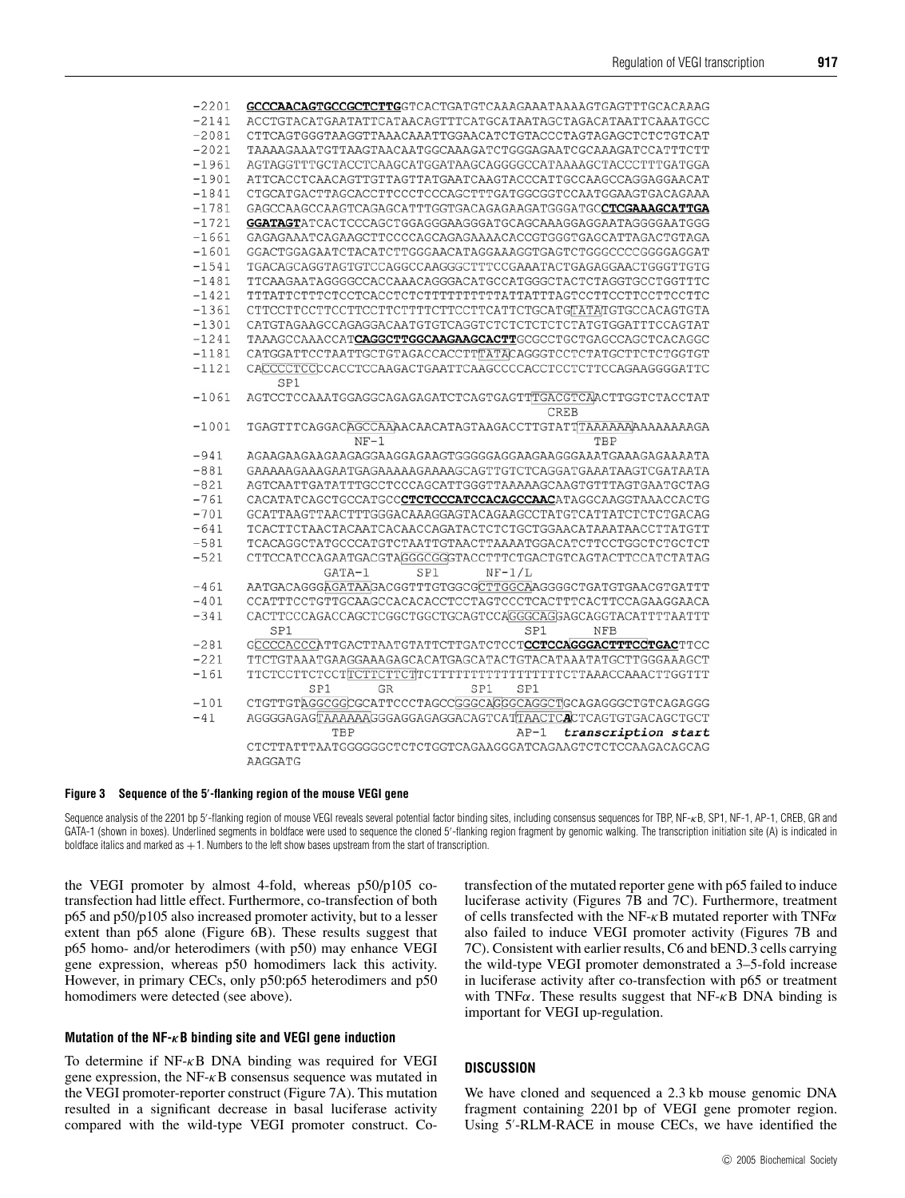```
-2201  GCCCAACAGTGCCGCTCTTGGTCACTGATGTCAAAGAAATAAAAGTGAGTTTGCACAAAG
-2141  ACCTGTACATGAATATTCATAACAGTTTCATGCATAATAGCTAGACATAATTCAAATGCC
-2081  CTTCAGTGGGTAAGGTTAAACAAATTGGAACATCTGTACCCTAGTAGAGCTCTCTGTCAT
-2021  TAAAAGAAATGTTAAGTAACAATGGCAAAGATCTGGGAGAATCGCAAAGATCCATTTCTT
-1961  AGTAGGTTTGCTACCTCAAGCATGGATAAGCAGGGGCCATAAAAGCTACCCTTTGATGGA
-1901  ATTCACCTCAACAGTTGTTAGTTATGAATCAAGTACCCATTGCCAAGCCAGGAGGAACAT
-1841  CTGCATGACTTAGCACCTTCCCTCCCAGCTTTGATGGCGGTCCAATGGAAGTGACAGAAA
-1781  GAGCCAAGCCAAGTCAGAGCATTTGGTGACAGAGAAGATGGGATGCCTCGAAAGCATTGA
-1721  GGATAGTATCACTCCCAGCTGGAGGGAAGGGATGCAGCAAAGGAGGAATAGGGGAATGGG
-1661  GAGAGAAATCAGAAGCTTCCCCAGCAGAGAAAACACCGTGGGTGAGCATTAGACTGTAGA
-1601  GGACTGGAGAATCTACATCTTGGGAACATAGGAAAGGTGAGTCTGGGCCCCGGGGAGGAT
-1541  TGACAGCAGGTAGTGTCCAGGCCAAGGGCTTTCCGAAATACTGAGAGGAACTGGGTTGTG
-1481  TTCAAGAATAGGGGCCACCAAACAGGGACATGCCATGGGCTACTCTAGGTGCCTGGTTTC
-1421  TTTATTCTTTCTCCTCACCTCTCTTTTTTTTTTATTATTTAGTCCTTCCTTCCTTCCTTC
-1361  CTTCCTTCCTTCCTTCCTTCTTTTCTTCCTTCATTCTGCATGTATATGTGCCACAGTGTA
-1301  CATGTAGAAGCCAGAGGACAATGTGTCAGGTCTCTCTCTCTCTATGTGGATTTCCAGTAT
-1241  TAAAGCCAAACCATCAGGCTTGGCAAGAAGCACTTGCGCCTGCTGAGCCAGCTCACAGGC
-1181  CATGGATTCCTAATTGCTGTAGACCACCTTTATACAGGGTCCTCTATGCTTCTCTGGTGT
-1121  CACCCCTCCCCACCTCCAAGACTGAATTCAAGCCCCACCTCCTCTTCCAGAAGGGGATTC
          SP1
-1061  AGTCCTCCAAATGGAGGCAGAGAGATCTCAGTGAGTTTGACGTCAACTTGGTCTACCTAT
                                                CREB
-1001  TGAGTTTCAGGACAGCCAAAACAACATAGTAAGACCTTGTATTTAAAAAAAAAAAAAAGA
                     NF-1                                TBP
-941   AGAAGAAGAAGAAGAGGAAGGAGAAGTGGGGGAGGAAGAAGGGAAATGAAAGAGAAAATA
-881   GAAAAAGAAAGAATGAGAAAAAGAAAAGCAGTTGTCTCAGGATGAAATAAGTCGATAATA
-821   AGTCAATTGATATTTGCCTCCCAGCATTGGGTTAAAAAGCAAGTGTTTAGTGAATGCTAG
-761   CACATATCAGCTCGCCATGCCCTCTCCCATCCACAGCCAACATAGGCAAGGTAAACCACTG
-701   GCATTAAGTTAACTTTGGGACAAAGGAGTACAGAAGCCTATGTCATTATCTCTCTGACAG
-641   TCACTTCTAACTACAATCACAACCAGATACTCTCTGCTGGAACATAAATAACCTTATGTT
-581   TCACAGGCTATGCCCATGTCTAATTGTAACTTAAAATGGACATCTTCCTGGCTCTGCTCT
-521   CTTCCATCCAGAATGACGTAGGGCGGGTACCTTTCTGACTGTCAGTACTTCCATCTATAG
                 GATA-1      SP1        NF-1/L
-461   AATGACAGGGAGATAAGACGGTTTGTGGCGCTTGGCAAGGGGCTGATGTGAACGTGATTT
-401   CCATTTCCTGTTGCAAGCCACACACCTCCTAGTCCCTCACTTTCACTTCCAGAAGGAACA
-341   CACTTCCCAGACCAGCTCGGCTGGCTGCAGTCCAGGGCAGGAGCAGGTACATTTTAATTT
         SP1                                  SP1       NFB
-281   GCCCCACCCATTGACTTAATGTATTCTTGATCTCCTCCTCCAGGGACTTTCCTGACTTCC
-221   TTCTGTAAATGAAGGAAAGAGCACATGAGCATACTGTACATAAATATGCTTGGGAAAGCT
-161   TTCTCCTTCTCCTTCTTCTTCTTCTTTTTTTTTTTTTTTTTTTCTTAAACCAAACTTGGTTT
               SP1       GR              SP1   SP1
-101   CTGTTGTAGGCGGCGCATTCCCTAGCCGGGCAGGGCAGGCTGCAGAGGGCTGTCAGAGGG
-41    AGGGGAGAGTAAAAAAGGGAGGAGAGGACAGTCATTAACTCACTCAGTGTGACAGCTGCT
                 TBP                            AP-1  transcription start
       CTCTTATTTAATGGGGGGCTCTCTGGTCAGAAGGGATCAGAAGTCTCTCCAAGACAGCAG
       AAGGATG
```

**Figure 3 Sequence of the 5′-flanking region of the mouse VEGI gene**

Sequence analysis of the 2201 bp 5′-flanking region of mouse VEGI reveals several potential factor binding sites, including consensus sequences for TBP, NF-κB, SP1, NF-1, AP-1, CREB, GR and GATA-1 (shown in boxes). Underlined segments in boldface were used to sequence the cloned 5′-flanking region fragment by genomic walking. The transcription initiation site (A) is indicated in boldface italics and marked as +1. Numbers to the left show bases upstream from the start of transcription.

the VEGI promoter by almost 4-fold, whereas p50/p105 co-transfection had little effect. Furthermore, co-transfection of both p65 and p50/p105 also increased promoter activity, but to a lesser extent than p65 alone (Figure 6B). These results suggest that p65 homo- and/or heterodimers (with p50) may enhance VEGI gene expression, whereas p50 homodimers lack this activity. However, in primary CECs, only p50:p65 heterodimers and p50 homodimers were detected (see above).

### Mutation of the NF-κB binding site and VEGI gene induction

To determine if NF-κB DNA binding was required for VEGI gene expression, the NF-κB consensus sequence was mutated in the VEGI promoter-reporter construct (Figure 7A). This mutation resulted in a significant decrease in basal luciferase activity compared with the wild-type VEGI promoter construct. Co-transfection of the mutated reporter gene with p65 failed to induce luciferase activity (Figures 7B and 7C). Furthermore, treatment of cells transfected with the NF-κB mutated reporter with TNFα also failed to induce VEGI promoter activity (Figures 7B and 7C). Consistent with earlier results, C6 and bEND.3 cells carrying the wild-type VEGI promoter demonstrated a 3–5-fold increase in luciferase activity after co-transfection with p65 or treatment with TNFα. These results suggest that NF-κB DNA binding is important for VEGI up-regulation.

## DISCUSSION

We have cloned and sequenced a 2.3 kb mouse genomic DNA fragment containing 2201 bp of VEGI gene promoter region. Using 5′-RLM-RACE in mouse CECs, we have identified the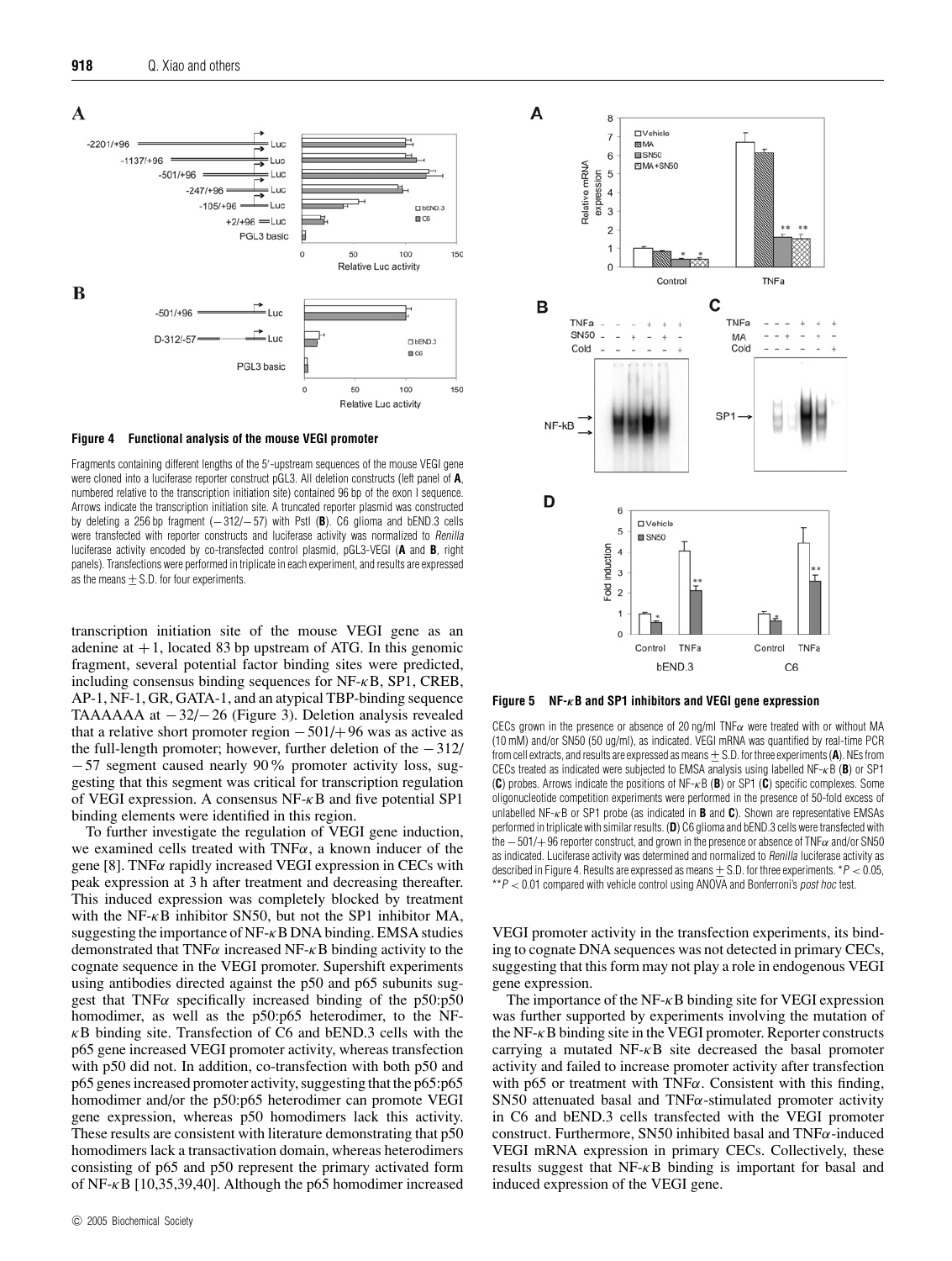**Figure 4 Functional analysis of the mouse VEGI promoter**

Fragments containing different lengths of the 5′-upstream sequences of the mouse VEGI gene were cloned into a luciferase reporter construct pGL3. All deletion constructs (left panel of **A**, numbered relative to the transcription initiation site) contained 96 bp of the exon I sequence. Arrows indicate the transcription initiation site. A truncated reporter plasmid was constructed by deleting a 256 bp fragment (−312/−57) with PstI (**B**). C6 glioma and bEND.3 cells were transfected with reporter constructs and luciferase activity was normalized to *Renilla* luciferase activity encoded by co-transfected control plasmid, pGL3-VEGI (**A** and **B**, right panels). Transfections were performed in triplicate in each experiment, and results are expressed as the means ± S.D. for four experiments.

transcription initiation site of the mouse VEGI gene as an adenine at +1, located 83 bp upstream of ATG. In this genomic fragment, several potential factor binding sites were predicted, including consensus binding sequences for NF-κB, SP1, CREB, AP-1, NF-1, GR, GATA-1, and an atypical TBP-binding sequence TAAAAAA at −32/−26 (Figure 3). Deletion analysis revealed that a relative short promoter region −501/+96 was as active as the full-length promoter; however, further deletion of the −312/−57 segment caused nearly 90% promoter activity loss, suggesting that this segment was critical for transcription regulation of VEGI expression. A consensus NF-κB and five potential SP1 binding elements were identified in this region.

To further investigate the regulation of VEGI gene induction, we examined cells treated with TNFα, a known inducer of the gene [8]. TNFα rapidly increased VEGI expression in CECs with peak expression at 3 h after treatment and decreasing thereafter. This induced expression was completely blocked by treatment with the NF-κB inhibitor SN50, but not the SP1 inhibitor MA, suggesting the importance of NF-κB DNA binding. EMSA studies demonstrated that TNFα increased NF-κB binding activity to the cognate sequence in the VEGI promoter. Supershift experiments using antibodies directed against the p50 and p65 subunits suggest that TNFα specifically increased binding of the p50:p50 homodimer, as well as the p50:p65 heterodimer, to the NF-κB binding site. Transfection of C6 and bEND.3 cells with the p65 gene increased VEGI promoter activity, whereas transfection with p50 did not. In addition, co-transfection with both p50 and p65 genes increased promoter activity, suggesting that the p65:p65 homodimer and/or the p50:p65 heterodimer can promote VEGI gene expression, whereas p50 homodimers lack this activity. These results are consistent with literature demonstrating that p50 homodimers lack a transactivation domain, whereas heterodimers consisting of p65 and p50 represent the primary activated form of NF-κB [10,35,39,40]. Although the p65 homodimer increased VEGI promoter activity in the transfection experiments, its binding to cognate DNA sequences was not detected in primary CECs, suggesting that this form may not play a role in endogenous VEGI gene expression.

The importance of the NF-κB binding site for VEGI expression was further supported by experiments involving the mutation of the NF-κB binding site in the VEGI promoter. Reporter constructs carrying a mutated NF-κB site decreased the basal promoter activity and failed to increase promoter activity after transfection with p65 or treatment with TNFα. Consistent with this finding, SN50 attenuated basal and TNFα-stimulated promoter activity in C6 and bEND.3 cells transfected with the VEGI promoter construct. Furthermore, SN50 inhibited basal and TNFα-induced VEGI mRNA expression in primary CECs. Collectively, these results suggest that NF-κB binding is important for basal and induced expression of the VEGI gene.

**Figure 5 NF-κB and SP1 inhibitors and VEGI gene expression**

CECs grown in the presence or absence of 20 ng/ml TNFα were treated with or without MA (10 mM) and/or SN50 (50 ug/ml), as indicated. VEGI mRNA was quantified by real-time PCR from cell extracts, and results are expressed as means ± S.D. for three experiments (**A**). NEs from CECs treated as indicated were subjected to EMSA analysis using labelled NF-κB (**B**) or SP1 (**C**) probes. Arrows indicate the positions of NF-κB (**B**) or SP1 (**C**) specific complexes. Some oligonucleotide competition experiments were performed in the presence of 50-fold excess of unlabelled NF-κB or SP1 probe (as indicated in **B** and **C**). Shown are representative EMSAs performed in triplicate with similar results. (**D**) C6 glioma and bEND.3 cells were transfected with the −501/+96 reporter construct, and grown in the presence or absence of TNFα and/or SN50 as indicated. Luciferase activity was determined and normalized to *Renilla* luciferase activity as described in Figure 4. Results are expressed as means ± S.D. for three experiments. $^{*}P < 0.05$, $^{**}P < 0.01$ compared with vehicle control using ANOVA and Bonferroni's *post hoc* test.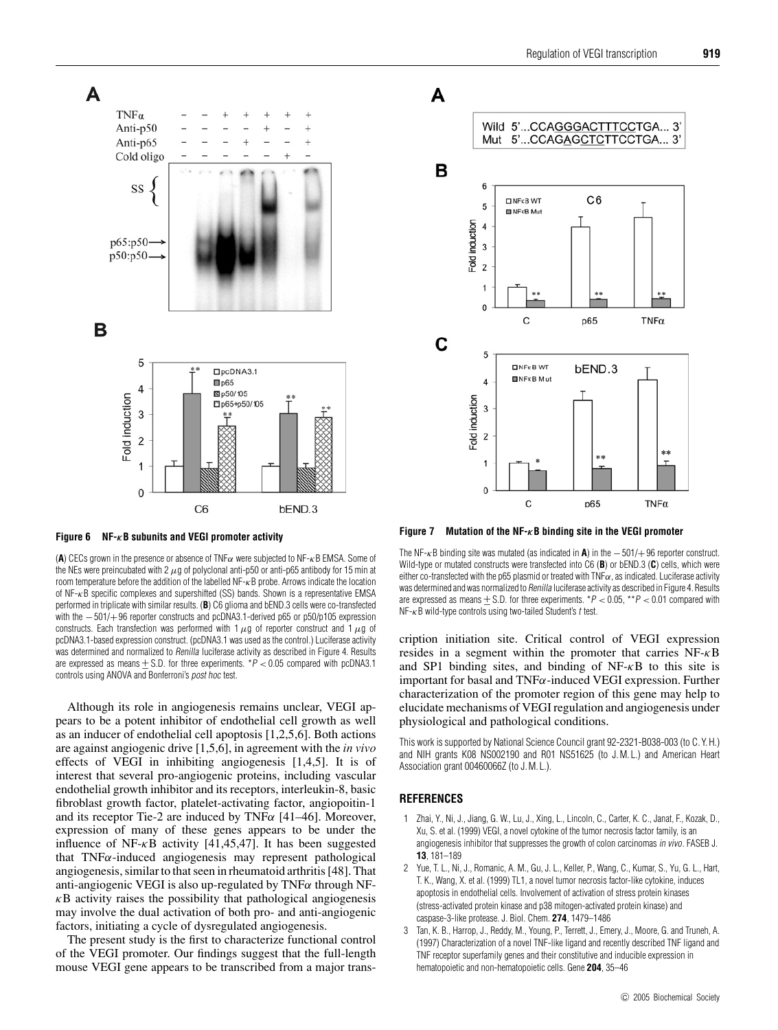**Figure 6 NF-κB subunits and VEGI promoter activity**

(**A**) CECs grown in the presence or absence of TNFα were subjected to NF-κB EMSA. Some of the NEs were preincubated with 2 μg of polyclonal anti-p50 or anti-p65 antibody for 15 min at room temperature before the addition of the labelled NF-κB probe. Arrows indicate the location of NF-κB specific complexes and supershifted (SS) bands. Shown is a representative EMSA performed in triplicate with similar results. (**B**) C6 glioma and bEND.3 cells were co-transfected with the −501/+96 reporter constructs and pcDNA3.1-derived p65 or p50/p105 expression constructs. Each transfection was performed with 1 μg of reporter construct and 1 μg of pcDNA3.1-based expression construct. (pcDNA3.1 was used as the control.) Luciferase activity was determined and normalized to *Renilla* luciferase activity as described in Figure 4. Results are expressed as means ± S.D. for three experiments. $^{*}P < 0.05$ compared with pcDNA3.1 controls using ANOVA and Bonferroni's *post hoc* test.

**Figure 7 Mutation of the NF-κB binding site in the VEGI promoter**

The NF-κB binding site was mutated (as indicated in **A**) in the −501/+96 reporter construct. Wild-type or mutated constructs were transfected into C6 (**B**) or bEND.3 (**C**) cells, which were either co-transfected with the p65 plasmid or treated with TNFα, as indicated. Luciferase activity was determined and was normalized to *Renilla* luciferase activity as described in Figure 4. Results are expressed as means ± S.D. for three experiments. $^{*}P < 0.05$, $^{**}P < 0.01$ compared with NF-κB wild-type controls using two-tailed Student's *t* test.

Although its role in angiogenesis remains unclear, VEGI appears to be a potent inhibitor of endothelial cell growth as well as an inducer of endothelial cell apoptosis [1,2,5,6]. Both actions are against angiogenic drive [1,5,6], in agreement with the *in vivo* effects of VEGI in inhibiting angiogenesis [1,4,5]. It is of interest that several pro-angiogenic proteins, including vascular endothelial growth inhibitor and its receptors, interleukin-8, basic fibroblast growth factor, platelet-activating factor, angiopoitin-1 and its receptor Tie-2 are induced by TNFα [41–46]. Moreover, expression of many of these genes appears to be under the influence of NF-κB activity [41,45,47]. It has been suggested that TNFα-induced angiogenesis may represent pathological angiogenesis, similar to that seen in rheumatoid arthritis [48]. That anti-angiogenic VEGI is also up-regulated by TNFα through NF-κB activity raises the possibility that pathological angiogenesis may involve the dual activation of both pro- and anti-angiogenic factors, initiating a cycle of dysregulated angiogenesis.

The present study is the first to characterize functional control of the VEGI promoter. Our findings suggest that the full-length mouse VEGI gene appears to be transcribed from a major transcription initiation site. Critical control of VEGI expression resides in a segment within the promoter that carries NF-κB and SP1 binding sites, and binding of NF-κB to this site is important for basal and TNFα-induced VEGI expression. Further characterization of the promoter region of this gene may help to elucidate mechanisms of VEGI regulation and angiogenesis under physiological and pathological conditions.

This work is supported by National Science Council grant 92-2321-B038-003 (to C. Y. H.) and NIH grants K08 NS002190 and R01 NS51625 (to J. M. L.) and American Heart Association grant 00460066Z (to J. M. L.).

## REFERENCES

1. Zhai, Y., Ni, J., Jiang, G. W., Lu, J., Xing, L., Lincoln, C., Carter, K. C., Janat, F., Kozak, D., Xu, S. et al. (1999) VEGI, a novel cytokine of the tumor necrosis factor family, is an angiogenesis inhibitor that suppresses the growth of colon carcinomas *in vivo*. FASEB J. **13**, 181–189
2. Yue, T. L., Ni, J., Romanic, A. M., Gu, J. L., Keller, P., Wang, C., Kumar, S., Yu, G. L., Hart, T. K., Wang, X. et al. (1999) TL1, a novel tumor necrosis factor-like cytokine, induces apoptosis in endothelial cells. Involvement of activation of stress protein kinases (stress-activated protein kinase and p38 mitogen-activated protein kinase) and caspase-3-like protease. J. Biol. Chem. **274**, 1479–1486
3. Tan, K. B., Harrop, J., Reddy, M., Young, P., Terrett, J., Emery, J., Moore, G. and Truneh, A. (1997) Characterization of a novel TNF-like ligand and recently described TNF ligand and TNF receptor superfamily genes and their constitutive and inducible expression in hematopoietic and non-hematopoietic cells. Gene **204**, 35–46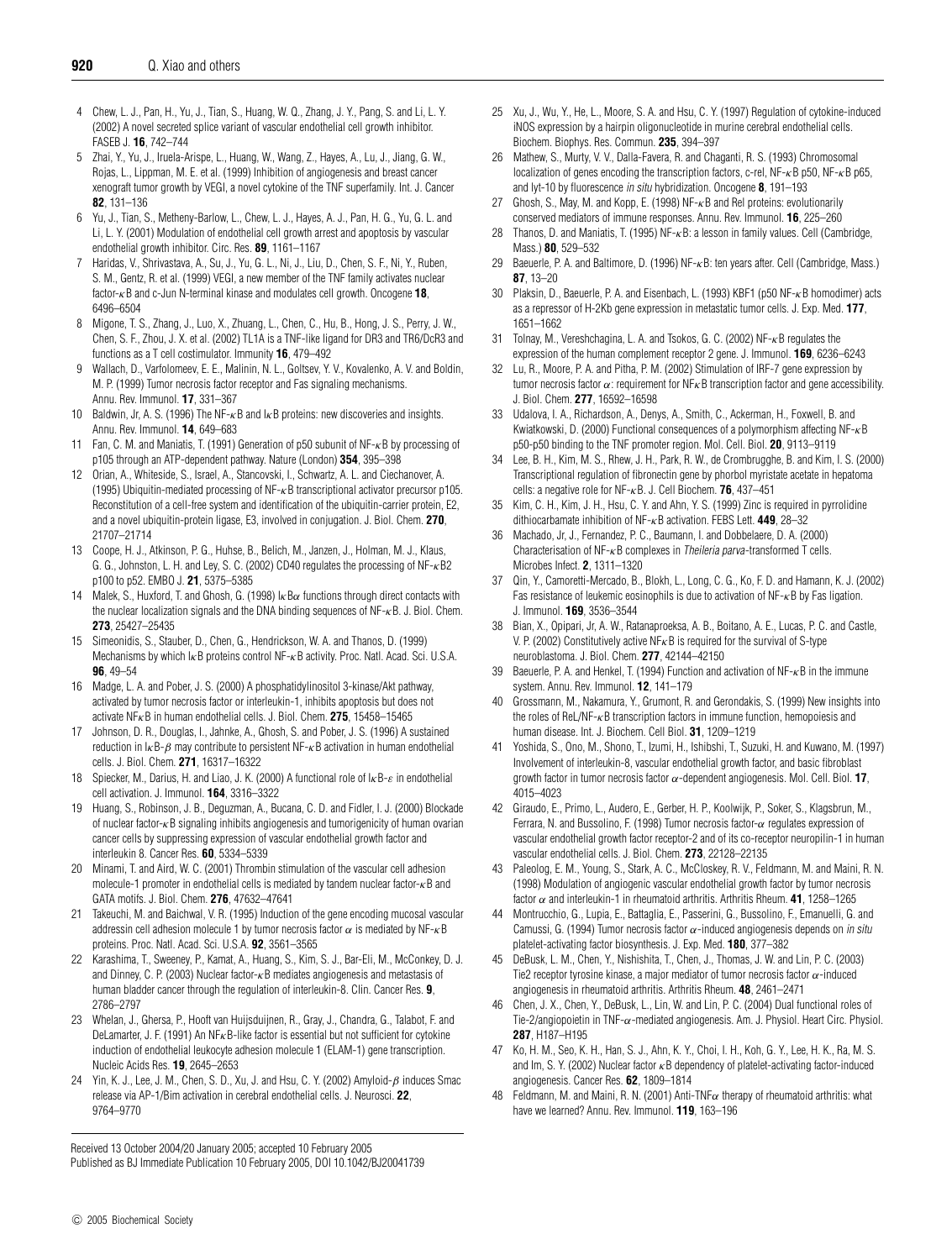4 Chew, L. J., Pan, H., Yu, J., Tian, S., Huang, W. Q., Zhang, J. Y., Pang, S. and Li, L. Y. (2002) A novel secreted splice variant of vascular endothelial cell growth inhibitor. FASEB J. **16**, 742–744

5 Zhai, Y., Yu, J., Iruela-Arispe, L., Huang, W., Wang, Z., Hayes, A., Lu, J., Jiang, G. W., Rojas, L., Lippman, M. E. et al. (1999) Inhibition of angiogenesis and breast cancer xenograft tumor growth by VEGI, a novel cytokine of the TNF superfamily. Int. J. Cancer **82**, 131–136

6 Yu, J., Tian, S., Metheny-Barlow, L., Chew, L. J., Hayes, A. J., Pan, H. G., Yu, G. L. and Li, L. Y. (2001) Modulation of endothelial cell growth arrest and apoptosis by vascular endothelial growth inhibitor. Circ. Res. **89**, 1161–1167

7 Haridas, V., Shrivastava, A., Su, J., Yu, G. L., Ni, J., Liu, D., Chen, S. F., Ni, Y., Ruben, S. M., Gentz, R. et al. (1999) VEGI, a new member of the TNF family activates nuclear factor-κB and c-Jun N-terminal kinase and modulates cell growth. Oncogene **18**, 6496–6504

8 Migone, T. S., Zhang, J., Luo, X., Zhuang, L., Chen, C., Hu, B., Hong, J. S., Perry, J. W., Chen, S. F., Zhou, J. X. et al. (2002) TL1A is a TNF-like ligand for DR3 and TR6/DcR3 and functions as a T cell costimulator. Immunity **16**, 479–492

9 Wallach, D., Varfolomeev, E. E., Malinin, N. L., Goltsev, Y. V., Kovalenko, A. V. and Boldin, M. P. (1999) Tumor necrosis factor receptor and Fas signaling mechanisms. Annu. Rev. Immunol. **17**, 331–367

10 Baldwin, Jr, A. S. (1996) The NF-κB and IκB proteins: new discoveries and insights. Annu. Rev. Immunol. **14**, 649–683

11 Fan, C. M. and Maniatis, T. (1991) Generation of p50 subunit of NF-κB by processing of p105 through an ATP-dependent pathway. Nature (London) **354**, 395–398

12 Orian, A., Whiteside, S., Israel, A., Stancovski, I., Schwartz, A. L. and Ciechanover, A. (1995) Ubiquitin-mediated processing of NF-κB transcriptional activator precursor p105. Reconstitution of a cell-free system and identification of the ubiquitin-carrier protein, E2, and a novel ubiquitin-protein ligase, E3, involved in conjugation. J. Biol. Chem. **270**, 21707–21714

13 Coope, H. J., Atkinson, P. G., Huhse, B., Belich, M., Janzen, J., Holman, M. J., Klaus, G. G., Johnston, L. H. and Ley, S. C. (2002) CD40 regulates the processing of NF-κB2 p100 to p52. EMBO J. **21**, 5375–5385

14 Malek, S., Huxford, T. and Ghosh, G. (1998) IκBα functions through direct contacts with the nuclear localization signals and the DNA binding sequences of NF-κB. J. Biol. Chem. **273**, 25427–25435

15 Simeonidis, S., Stauber, D., Chen, G., Hendrickson, W. A. and Thanos, D. (1999) Mechanisms by which IκB proteins control NF-κB activity. Proc. Natl. Acad. Sci. U.S.A. **96**, 49–54

16 Madge, L. A. and Pober, J. S. (2000) A phosphatidylinositol 3-kinase/Akt pathway, activated by tumor necrosis factor or interleukin-1, inhibits apoptosis but does not activate NFκB in human endothelial cells. J. Biol. Chem. **275**, 15458–15465

17 Johnson, D. R., Douglas, I., Jahnke, A., Ghosh, S. and Pober, J. S. (1996) A sustained reduction in IκB-β may contribute to persistent NF-κB activation in human endothelial cells. J. Biol. Chem. **271**, 16317–16322

18 Spiecker, M., Darius, H. and Liao, J. K. (2000) A functional role of IκB-ε in endothelial cell activation. J. Immunol. **164**, 3316–3322

19 Huang, S., Robinson, J. B., Deguzman, A., Bucana, C. D. and Fidler, I. J. (2000) Blockade of nuclear factor-κB signaling inhibits angiogenesis and tumorigenicity of human ovarian cancer cells by suppressing expression of vascular endothelial growth factor and interleukin 8. Cancer Res. **60**, 5334–5339

20 Minami, T. and Aird, W. C. (2001) Thrombin stimulation of the vascular cell adhesion molecule-1 promoter in endothelial cells is mediated by tandem nuclear factor-κB and GATA motifs. J. Biol. Chem. **276**, 47632–47641

21 Takeuchi, M. and Baichwal, V. R. (1995) Induction of the gene encoding mucosal vascular addressin cell adhesion molecule 1 by tumor necrosis factor α is mediated by NF-κB proteins. Proc. Natl. Acad. Sci. U.S.A. **92**, 3561–3565

22 Karashima, T., Sweeney, P., Kamat, A., Huang, S., Kim, S. J., Bar-Eli, M., McConkey, D. J. and Dinney, C. P. (2003) Nuclear factor-κB mediates angiogenesis and metastasis of human bladder cancer through the regulation of interleukin-8. Clin. Cancer Res. **9**, 2786–2797

23 Whelan, J., Ghersa, P., Hooft van Huijsduijnen, R., Gray, J., Chandra, G., Talabot, F. and DeLamarter, J. F. (1991) An NFκB-like factor is essential but not sufficient for cytokine induction of endothelial leukocyte adhesion molecule 1 (ELAM-1) gene transcription. Nucleic Acids Res. **19**, 2645–2653

24 Yin, K. J., Lee, J. M., Chen, S. D., Xu, J. and Hsu, C. Y. (2002) Amyloid-β induces Smac release via AP-1/Bim activation in cerebral endothelial cells. J. Neurosci. **22**, 9764–9770

25 Xu, J., Wu, Y., He, L., Moore, S. A. and Hsu, C. Y. (1997) Regulation of cytokine-induced iNOS expression by a hairpin oligonucleotide in murine cerebral endothelial cells. Biochem. Biophys. Res. Commun. **235**, 394–397

26 Mathew, S., Murty, V. V., Dalla-Favera, R. and Chaganti, R. S. (1993) Chromosomal localization of genes encoding the transcription factors, c-rel, NF-κB p50, NF-κB p65, and lyt-10 by fluorescence *in situ* hybridization. Oncogene **8**, 191–193

27 Ghosh, S., May, M. and Kopp, E. (1998) NF-κB and Rel proteins: evolutionarily conserved mediators of immune responses. Annu. Rev. Immunol. **16**, 225–260

28 Thanos, D. and Maniatis, T. (1995) NF-κB: a lesson in family values. Cell (Cambridge, Mass.) **80**, 529–532

29 Baeuerle, P. A. and Baltimore, D. (1996) NF-κB: ten years after. Cell (Cambridge, Mass.) **87**, 13–20

30 Plaksin, D., Baeuerle, P. A. and Eisenbach, L. (1993) KBF1 (p50 NF-κB homodimer) acts as a repressor of H-2Kb gene expression in metastatic tumor cells. J. Exp. Med. **177**, 1651–1662

31 Tolnay, M., Vereshchagina, L. A. and Tsokos, G. C. (2002) NF-κB regulates the expression of the human complement receptor 2 gene. J. Immunol. **169**, 6236–6243

32 Lu, R., Moore, P. A. and Pitha, P. M. (2002) Stimulation of IRF-7 gene expression by tumor necrosis factor α: requirement for NFκB transcription factor and gene accessibility. J. Biol. Chem. **277**, 16592–16598

33 Udalova, I. A., Richardson, A., Denys, A., Smith, C., Ackerman, H., Foxwell, B. and Kwiatkowski, D. (2000) Functional consequences of a polymorphism affecting NF-κB p50-p50 binding to the TNF promoter region. Mol. Cell. Biol. **20**, 9113–9119

34 Lee, B. H., Kim, M. S., Rhew, J. H., Park, R. W., de Crombrugghe, B. and Kim, I. S. (2000) Transcriptional regulation of fibronectin gene by phorbol myristate acetate in hepatoma cells: a negative role for NF-κB. J. Cell Biochem. **76**, 437–451

35 Kim, C. H., Kim, J. H., Hsu, C. Y. and Ahn, Y. S. (1999) Zinc is required in pyrrolidine dithiocarbamate inhibition of NF-κB activation. FEBS Lett. **449**, 28–32

36 Machado, Jr, J., Fernandez, P. C., Baumann, I. and Dobbelaere, D. A. (2000) Characterisation of NF-κB complexes in *Theileria parva*-transformed T cells. Microbes Infect. **2**, 1311–1320

37 Qin, Y., Camoretti-Mercado, B., Blokh, L., Long, C. G., Ko, F. D. and Hamann, K. J. (2002) Fas resistance of leukemic eosinophils is due to activation of NF-κB by Fas ligation. J. Immunol. **169**, 3536–3544

38 Bian, X., Opipari, Jr, A. W., Ratanaproeksa, A. B., Boitano, A. E., Lucas, P. C. and Castle, V. P. (2002) Constitutively active NFκB is required for the survival of S-type neuroblastoma. J. Biol. Chem. **277**, 42144–42150

39 Baeuerle, P. A. and Henkel, T. (1994) Function and activation of NF-κB in the immune system. Annu. Rev. Immunol. **12**, 141–179

40 Grossmann, M., Nakamura, Y., Grumont, R. and Gerondakis, S. (1999) New insights into the roles of ReL/NF-κB transcription factors in immune function, hemopoiesis and human disease. Int. J. Biochem. Cell Biol. **31**, 1209–1219

41 Yoshida, S., Ono, M., Shono, T., Izumi, H., Ishibshi, T., Suzuki, H. and Kuwano, M. (1997) Involvement of interleukin-8, vascular endothelial growth factor, and basic fibroblast growth factor in tumor necrosis factor α-dependent angiogenesis. Mol. Cell. Biol. **17**, 4015–4023

42 Giraudo, E., Primo, L., Audero, E., Gerber, H. P., Koolwijk, P., Soker, S., Klagsbrun, M., Ferrara, N. and Bussolino, F. (1998) Tumor necrosis factor-α regulates expression of vascular endothelial growth factor receptor-2 and of its co-receptor neuropilin-1 in human vascular endothelial cells. J. Biol. Chem. **273**, 22128–22135

43 Paleolog, E. M., Young, S., Stark, A. C., McCloskey, R. V., Feldmann, M. and Maini, R. N. (1998) Modulation of angiogenic vascular endothelial growth factor by tumor necrosis factor α and interleukin-1 in rheumatoid arthritis. Arthritis Rheum. **41**, 1258–1265

44 Montrucchio, G., Lupia, E., Battaglia, E., Passerini, G., Bussolino, F., Emanuelli, G. and Camussi, G. (1994) Tumor necrosis factor α-induced angiogenesis depends on *in situ* platelet-activating factor biosynthesis. J. Exp. Med. **180**, 377–382

45 DeBusk, L. M., Chen, Y., Nishishita, T., Chen, J., Thomas, J. W. and Lin, P. C. (2003) Tie2 receptor tyrosine kinase, a major mediator of tumor necrosis factor α-induced angiogenesis in rheumatoid arthritis. Arthritis Rheum. **48**, 2461–2471

46 Chen, J. X., Chen, Y., DeBusk, L., Lin, W. and Lin, P. C. (2004) Dual functional roles of Tie-2/angiopoietin in TNF-α-mediated angiogenesis. Am. J. Physiol. Heart Circ. Physiol. **287**, H187–H195

47 Ko, H. M., Seo, K. H., Han, S. J., Ahn, K. Y., Choi, I. H., Koh, G. Y., Lee, H. K., Ra, M. S. and Im, S. Y. (2002) Nuclear factor κB dependency of platelet-activating factor-induced angiogenesis. Cancer Res. **62**, 1809–1814

48 Feldmann, M. and Maini, R. N. (2001) Anti-TNFα therapy of rheumatoid arthritis: what have we learned? Annu. Rev. Immunol. **119**, 163–196

Received 13 October 2004/20 January 2005; accepted 10 February 2005
Published as BJ Immediate Publication 10 February 2005, DOI 10.1042/BJ20041739